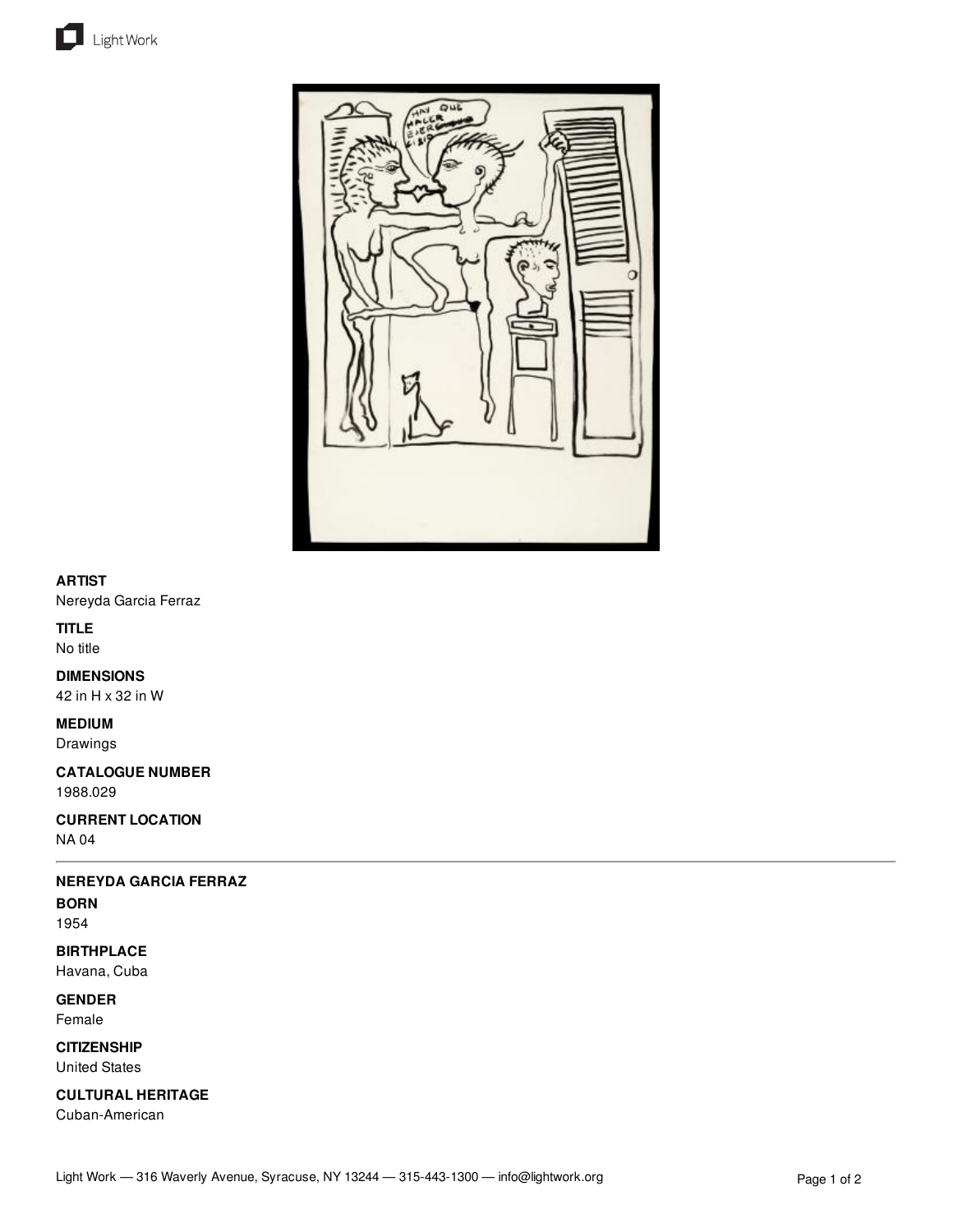**ARTIST**
Nereyda Garcia Ferraz

**TITLE**
No title

**DIMENSIONS**
42 in H x 32 in W

**MEDIUM**
Drawings

**CATALOGUE NUMBER**
1988.029

**CURRENT LOCATION**
NA 04

---

**NEREYDA GARCIA FERRAZ**

**BORN**
1954

**BIRTHPLACE**
Havana, Cuba

**GENDER**
Female

**CITIZENSHIP**
United States

**CULTURAL HERITAGE**
Cuban-American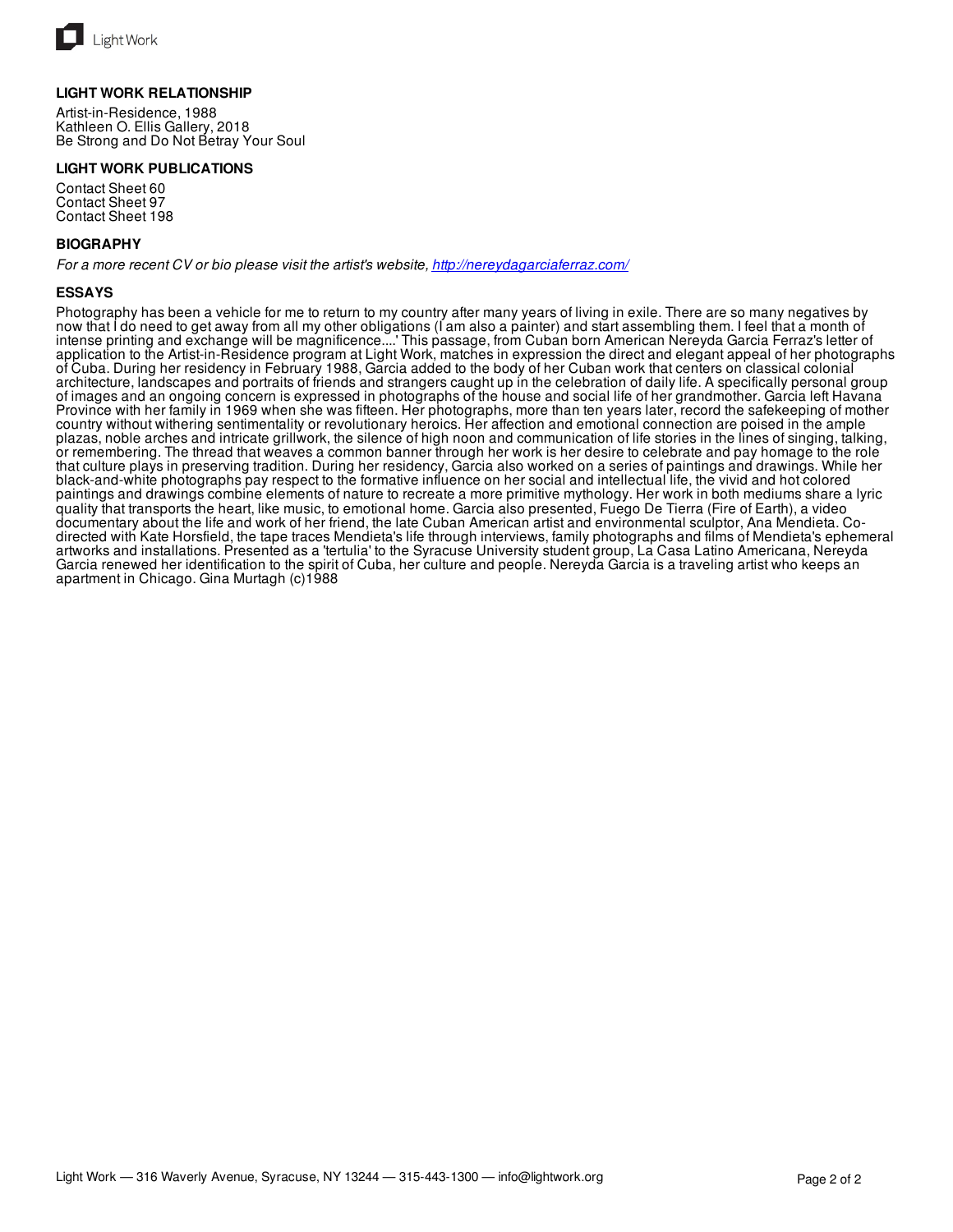## LIGHT WORK RELATIONSHIP

Artist-in-Residence, 1988
Kathleen O. Ellis Gallery, 2018
Be Strong and Do Not Betray Your Soul

## LIGHT WORK PUBLICATIONS

Contact Sheet 60
Contact Sheet 97
Contact Sheet 198

## BIOGRAPHY

*For a more recent CV or bio please visit the artist's website, http://nereydagarciaferraz.com/*

## ESSAYS

Photography has been a vehicle for me to return to my country after many years of living in exile. There are so many negatives by now that I do need to get away from all my other obligations (I am also a painter) and start assembling them. I feel that a month of intense printing and exchange will be magnificence....' This passage, from Cuban born American Nereyda Garcia Ferraz's letter of application to the Artist-in-Residence program at Light Work, matches in expression the direct and elegant appeal of her photographs of Cuba. During her residency in February 1988, Garcia added to the body of her Cuban work that centers on classical colonial architecture, landscapes and portraits of friends and strangers caught up in the celebration of daily life. A specifically personal group of images and an ongoing concern is expressed in photographs of the house and social life of her grandmother. Garcia left Havana Province with her family in 1969 when she was fifteen. Her photographs, more than ten years later, record the safekeeping of mother country without withering sentimentality or revolutionary heroics. Her affection and emotional connection are poised in the ample plazas, noble arches and intricate grillwork, the silence of high noon and communication of life stories in the lines of singing, talking, or remembering. The thread that weaves a common banner through her work is her desire to celebrate and pay homage to the role that culture plays in preserving tradition. During her residency, Garcia also worked on a series of paintings and drawings. While her black-and-white photographs pay respect to the formative influence on her social and intellectual life, the vivid and hot colored paintings and drawings combine elements of nature to recreate a more primitive mythology. Her work in both mediums share a lyric quality that transports the heart, like music, to emotional home. Garcia also presented, Fuego De Tierra (Fire of Earth), a video documentary about the life and work of her friend, the late Cuban American artist and environmental sculptor, Ana Mendieta. Co-directed with Kate Horsfield, the tape traces Mendieta's life through interviews, family photographs and films of Mendieta's ephemeral artworks and installations. Presented as a 'tertulia' to the Syracuse University student group, La Casa Latino Americana, Nereyda Garcia renewed her identification to the spirit of Cuba, her culture and people. Nereyda Garcia is a traveling artist who keeps an apartment in Chicago. Gina Murtagh (c)1988